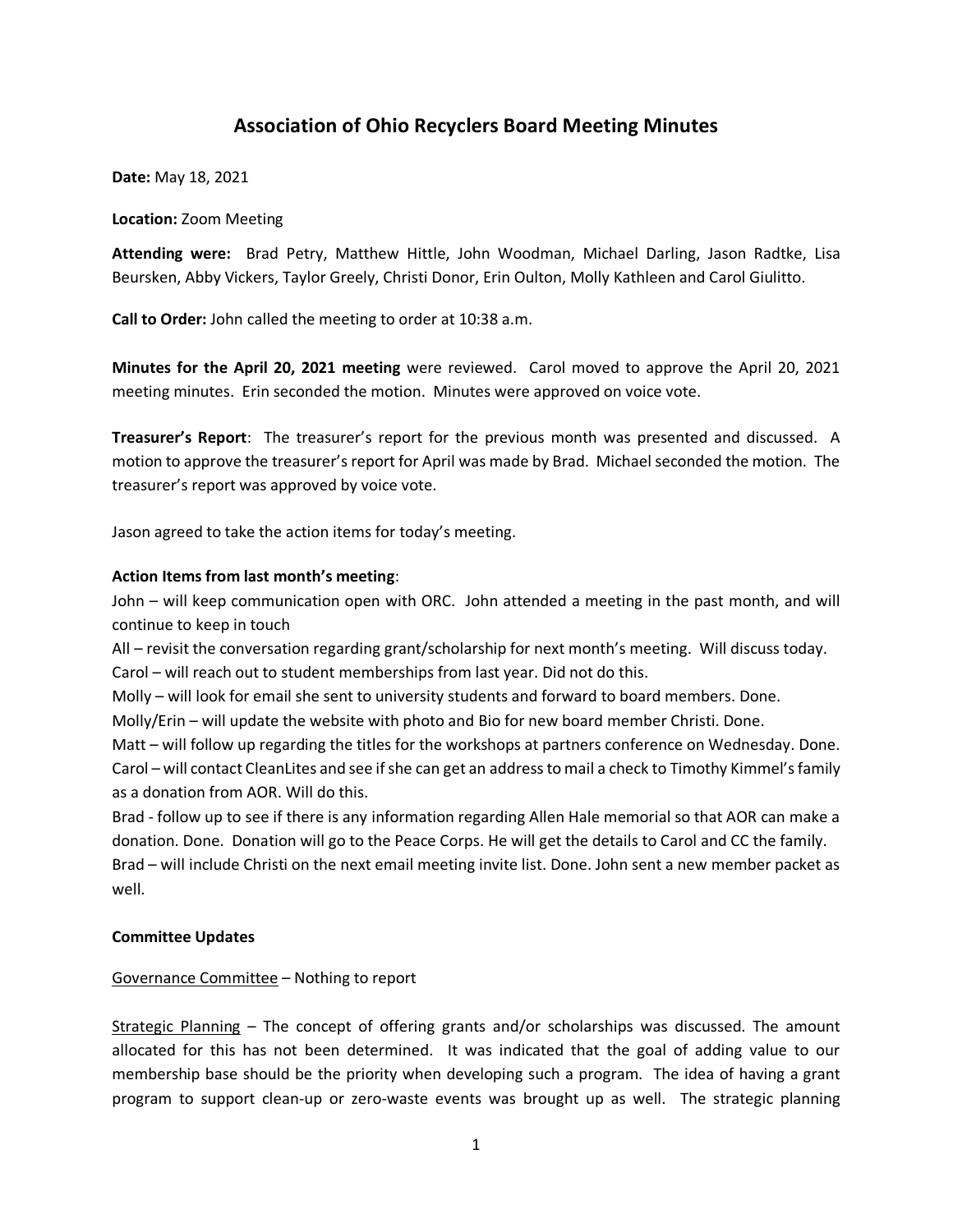# Association of Ohio Recyclers Board Meeting Minutes

**Date:** May 18, 2021

**Location:** Zoom Meeting

**Attending were:** Brad Petry, Matthew Hittle, John Woodman, Michael Darling, Jason Radtke, Lisa Beursken, Abby Vickers, Taylor Greely, Christi Donor, Erin Oulton, Molly Kathleen and Carol Giulitto.

**Call to Order:** John called the meeting to order at 10:38 a.m.

**Minutes for the April 20, 2021 meeting** were reviewed. Carol moved to approve the April 20, 2021 meeting minutes. Erin seconded the motion. Minutes were approved on voice vote.

**Treasurer's Report**: The treasurer's report for the previous month was presented and discussed. A motion to approve the treasurer's report for April was made by Brad. Michael seconded the motion. The treasurer's report was approved by voice vote.

Jason agreed to take the action items for today's meeting.

**Action Items from last month's meeting**:

John – will keep communication open with ORC. John attended a meeting in the past month, and will continue to keep in touch

All – revisit the conversation regarding grant/scholarship for next month's meeting. Will discuss today.

Carol – will reach out to student memberships from last year. Did not do this.

Molly – will look for email she sent to university students and forward to board members. Done.

Molly/Erin – will update the website with photo and Bio for new board member Christi. Done.

Matt – will follow up regarding the titles for the workshops at partners conference on Wednesday. Done.

Carol – will contact CleanLites and see if she can get an address to mail a check to Timothy Kimmel's family as a donation from AOR. Will do this.

Brad - follow up to see if there is any information regarding Allen Hale memorial so that AOR can make a donation. Done. Donation will go to the Peace Corps. He will get the details to Carol and CC the family.

Brad – will include Christi on the next email meeting invite list. Done. John sent a new member packet as well.

**Committee Updates**

Governance Committee – Nothing to report

Strategic Planning – The concept of offering grants and/or scholarships was discussed. The amount allocated for this has not been determined. It was indicated that the goal of adding value to our membership base should be the priority when developing such a program. The idea of having a grant program to support clean-up or zero-waste events was brought up as well. The strategic planning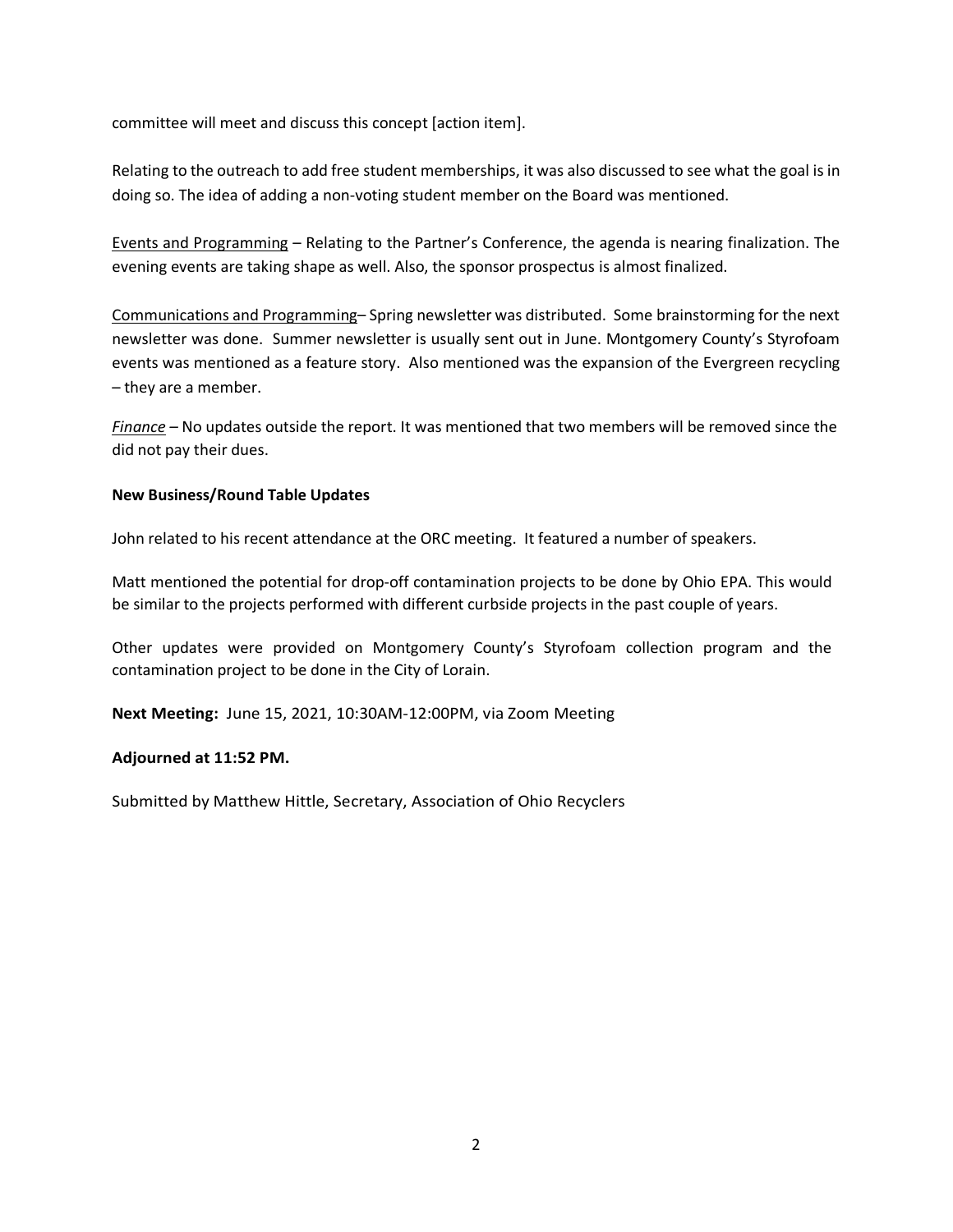committee will meet and discuss this concept [action item].

Relating to the outreach to add free student memberships, it was also discussed to see what the goal is in doing so. The idea of adding a non-voting student member on the Board was mentioned.

<u>Events and Programming</u> – Relating to the Partner's Conference, the agenda is nearing finalization. The evening events are taking shape as well. Also, the sponsor prospectus is almost finalized.

<u>Communications and Programming</u>– Spring newsletter was distributed. Some brainstorming for the next newsletter was done. Summer newsletter is usually sent out in June. Montgomery County's Styrofoam events was mentioned as a feature story. Also mentioned was the expansion of the Evergreen recycling – they are a member.

*<u>Finance</u>* – No updates outside the report. It was mentioned that two members will be removed since the did not pay their dues.

**New Business/Round Table Updates**

John related to his recent attendance at the ORC meeting. It featured a number of speakers.

Matt mentioned the potential for drop-off contamination projects to be done by Ohio EPA. This would be similar to the projects performed with different curbside projects in the past couple of years.

Other updates were provided on Montgomery County's Styrofoam collection program and the contamination project to be done in the City of Lorain.

**Next Meeting:** June 15, 2021, 10:30AM-12:00PM, via Zoom Meeting

**Adjourned at 11:52 PM.**

Submitted by Matthew Hittle, Secretary, Association of Ohio Recyclers